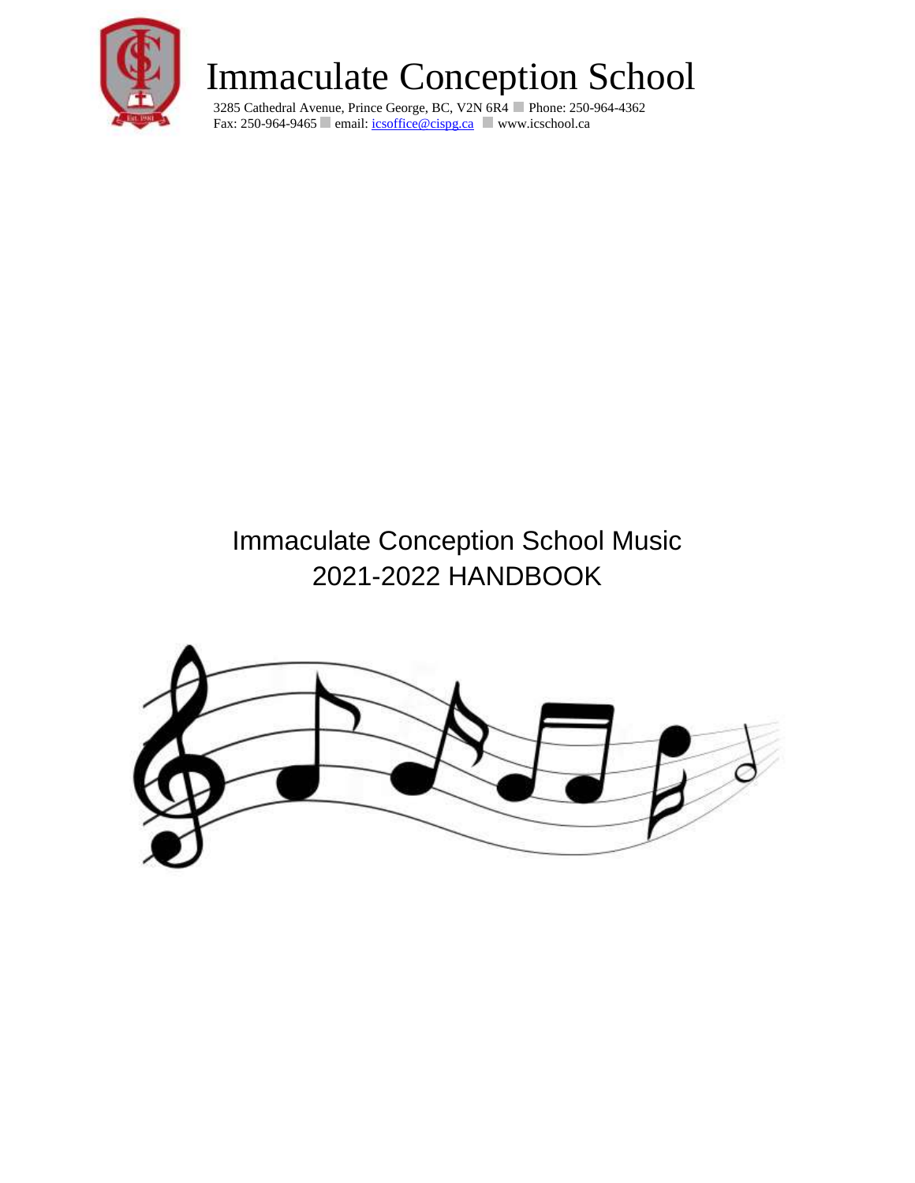# Immaculate Conception School

3285 Cathedral Avenue, Prince George, BC, V2N 6R4 ■ Phone: 250-964-4362
Fax: 250-964-9465 ■ email: icsoffice@cispg.ca ■ www.icschool.ca

## Immaculate Conception School Music
## 2021-2022 HANDBOOK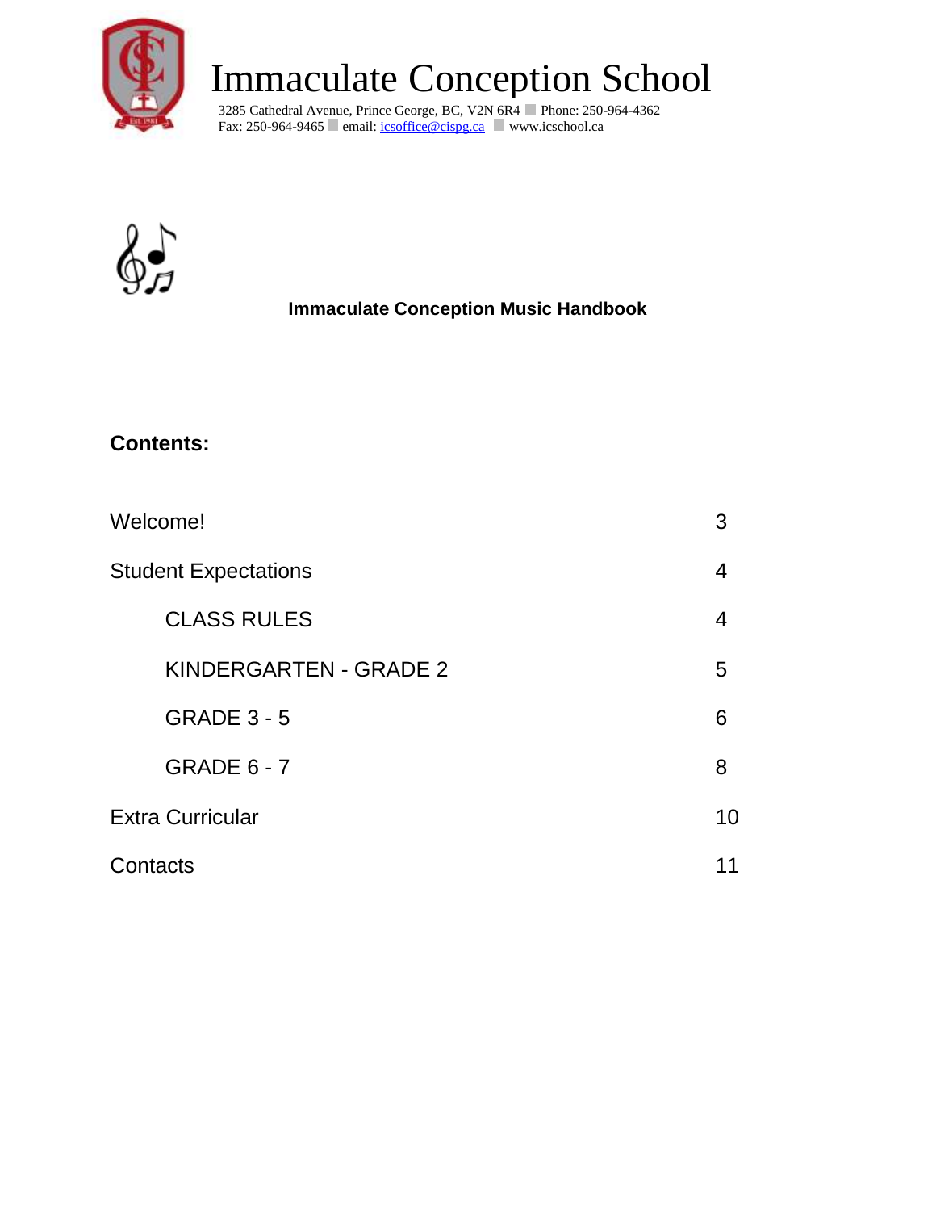# Immaculate Conception School

3285 Cathedral Avenue, Prince George, BC, V2N 6R4 ▪ Phone: 250-964-4362
Fax: 250-964-9465 ▪ email: icsoffice@cispg.ca ▪ www.icschool.ca

## Immaculate Conception Music Handbook

### Contents:

| | |
|---|---|
| Welcome! | 3 |
| Student Expectations | 4 |
| CLASS RULES | 4 |
| KINDERGARTEN - GRADE 2 | 5 |
| GRADE 3 - 5 | 6 |
| GRADE 6 - 7 | 8 |
| Extra Curricular | 10 |
| Contacts | 11 |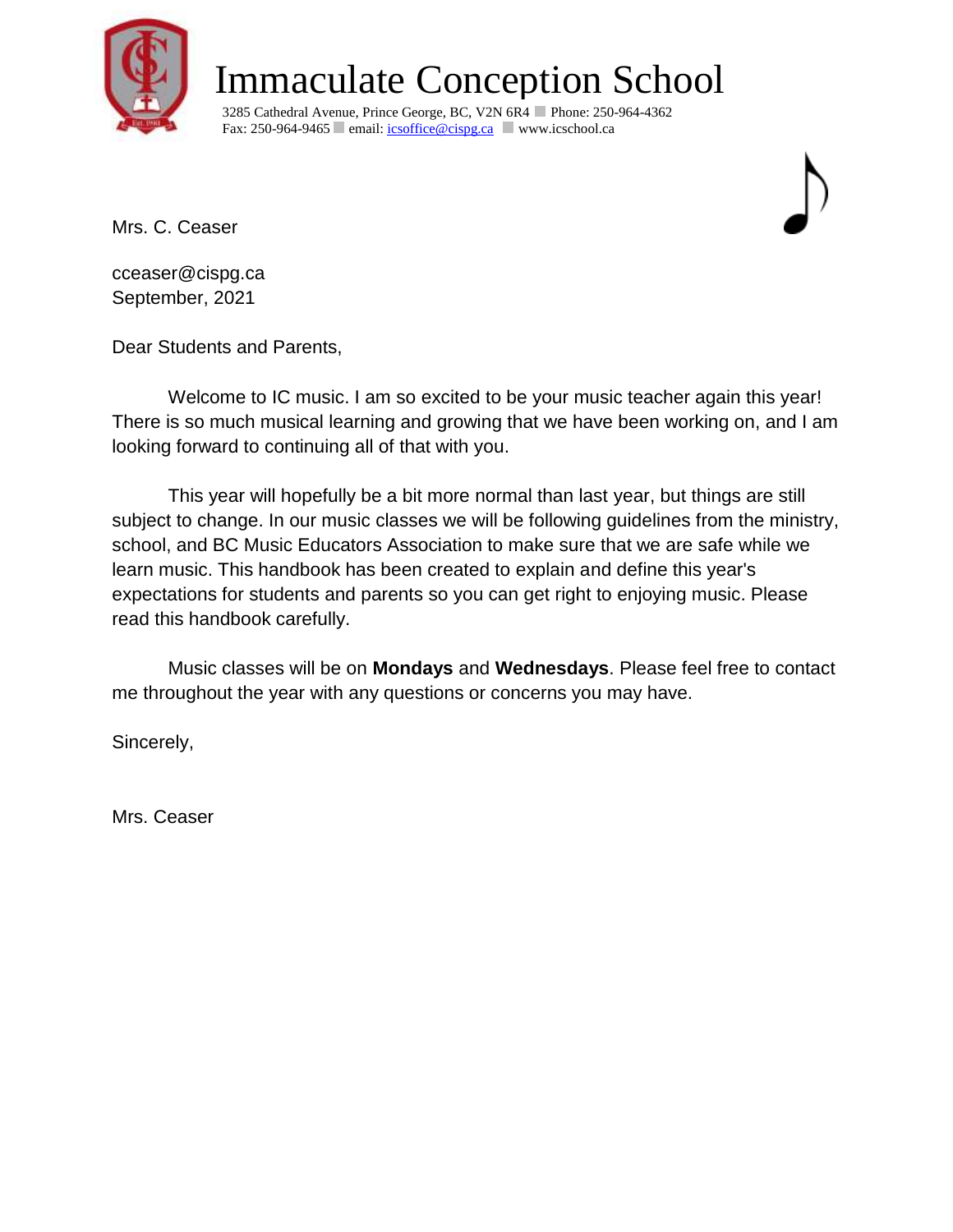# Immaculate Conception School

3285 Cathedral Avenue, Prince George, BC, V2N 6R4 ■ Phone: 250-964-4362
Fax: 250-964-9465 ■ email: icsoffice@cispg.ca ■ www.icschool.ca

Mrs. C. Ceaser

cceaser@cispg.ca
September, 2021

Dear Students and Parents,

Welcome to IC music. I am so excited to be your music teacher again this year! There is so much musical learning and growing that we have been working on, and I am looking forward to continuing all of that with you.

This year will hopefully be a bit more normal than last year, but things are still subject to change. In our music classes we will be following guidelines from the ministry, school, and BC Music Educators Association to make sure that we are safe while we learn music. This handbook has been created to explain and define this year's expectations for students and parents so you can get right to enjoying music. Please read this handbook carefully.

Music classes will be on **Mondays** and **Wednesdays**. Please feel free to contact me throughout the year with any questions or concerns you may have.

Sincerely,

Mrs. Ceaser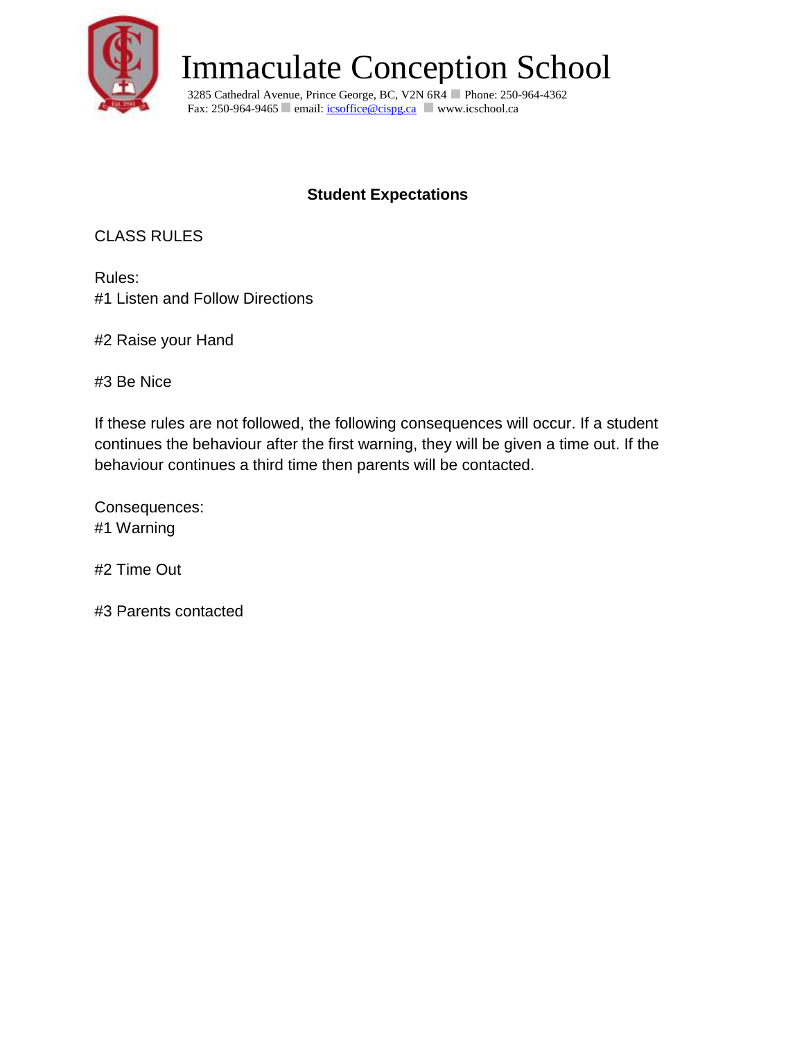# Immaculate Conception School

3285 Cathedral Avenue, Prince George, BC, V2N 6R4 ▪ Phone: 250-964-4362
Fax: 250-964-9465 ▪ email: icsoffice@cispg.ca ▪ www.icschool.ca

## Student Expectations

CLASS RULES

Rules:
#1 Listen and Follow Directions

#2 Raise your Hand

#3 Be Nice

If these rules are not followed, the following consequences will occur. If a student continues the behaviour after the first warning, they will be given a time out. If the behaviour continues a third time then parents will be contacted.

Consequences:
#1 Warning

#2 Time Out

#3 Parents contacted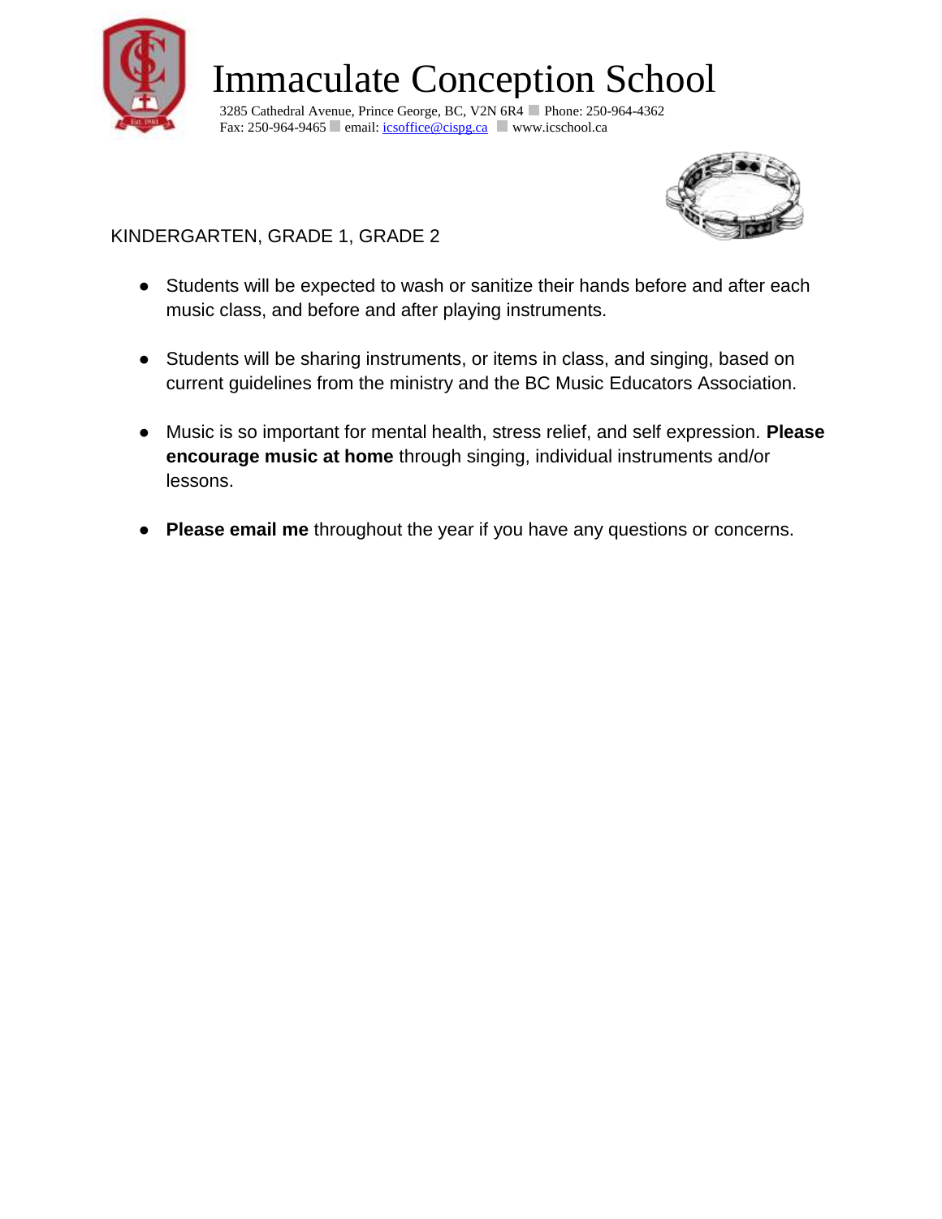# Immaculate Conception School

3285 Cathedral Avenue, Prince George, BC, V2N 6R4 ■ Phone: 250-964-4362
Fax: 250-964-9465 ■ email: icsoffice@cispg.ca ■ www.icschool.ca

KINDERGARTEN, GRADE 1, GRADE 2

- Students will be expected to wash or sanitize their hands before and after each music class, and before and after playing instruments.

- Students will be sharing instruments, or items in class, and singing, based on current guidelines from the ministry and the BC Music Educators Association.

- Music is so important for mental health, stress relief, and self expression. **Please encourage music at home** through singing, individual instruments and/or lessons.

- **Please email me** throughout the year if you have any questions or concerns.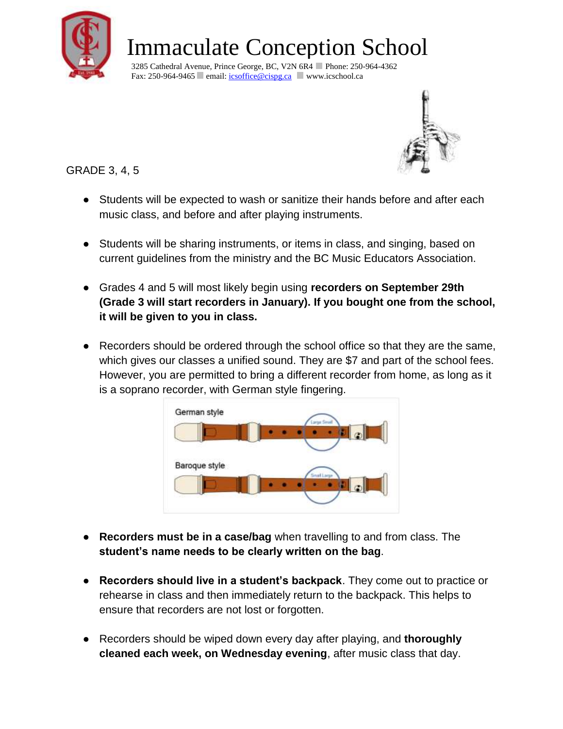# Immaculate Conception School

3285 Cathedral Avenue, Prince George, BC, V2N 6R4 ■ Phone: 250-964-4362
Fax: 250-964-9465 ■ email: icsoffice@cispg.ca ■ www.icschool.ca

GRADE 3, 4, 5

- Students will be expected to wash or sanitize their hands before and after each music class, and before and after playing instruments.

- Students will be sharing instruments, or items in class, and singing, based on current guidelines from the ministry and the BC Music Educators Association.

- Grades 4 and 5 will most likely begin using **recorders on September 29th (Grade 3 will start recorders in January). If you bought one from the school, it will be given to you in class.**

- Recorders should be ordered through the school office so that they are the same, which gives our classes a unified sound. They are $7 and part of the school fees. However, you are permitted to bring a different recorder from home, as long as it is a soprano recorder, with German style fingering.

German style

Baroque style

- **Recorders must be in a case/bag** when travelling to and from class. The **student's name needs to be clearly written on the bag**.

- **Recorders should live in a student's backpack**. They come out to practice or rehearse in class and then immediately return to the backpack. This helps to ensure that recorders are not lost or forgotten.

- Recorders should be wiped down every day after playing, and **thoroughly cleaned each week, on Wednesday evening**, after music class that day.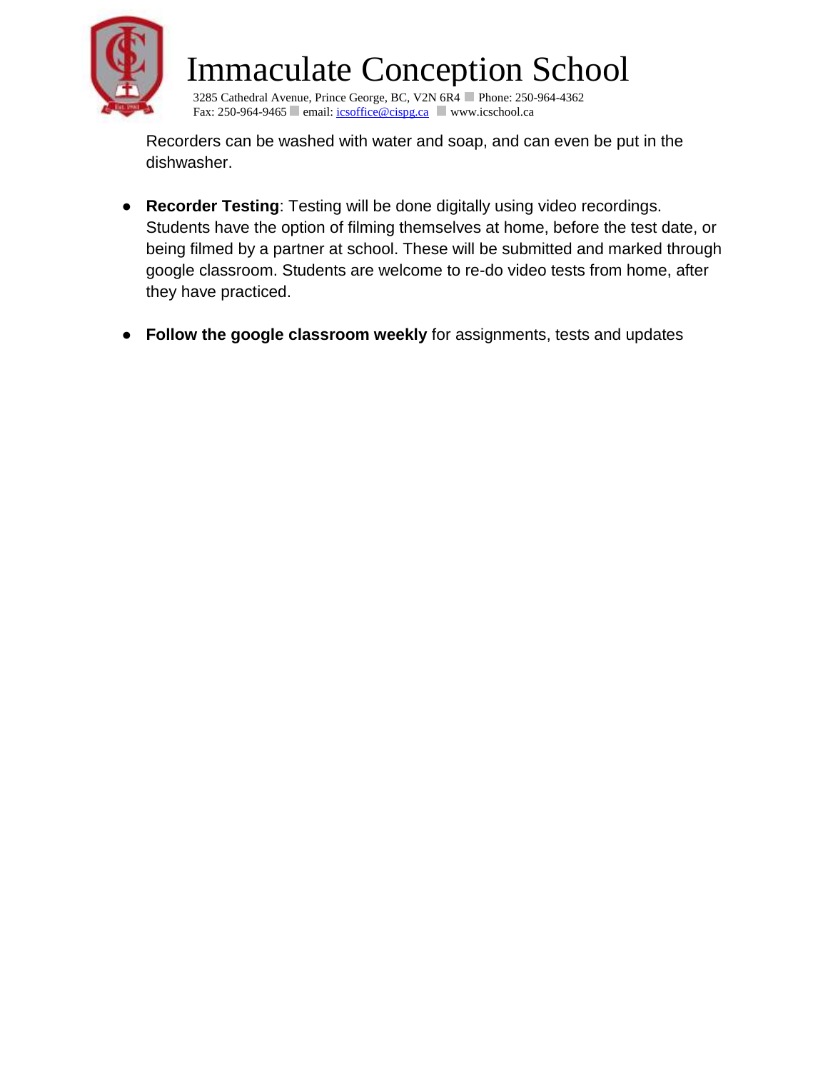Recorders can be washed with water and soap, and can even be put in the dishwasher.

- **Recorder Testing**: Testing will be done digitally using video recordings. Students have the option of filming themselves at home, before the test date, or being filmed by a partner at school. These will be submitted and marked through google classroom. Students are welcome to re-do video tests from home, after they have practiced.

- **Follow the google classroom weekly** for assignments, tests and updates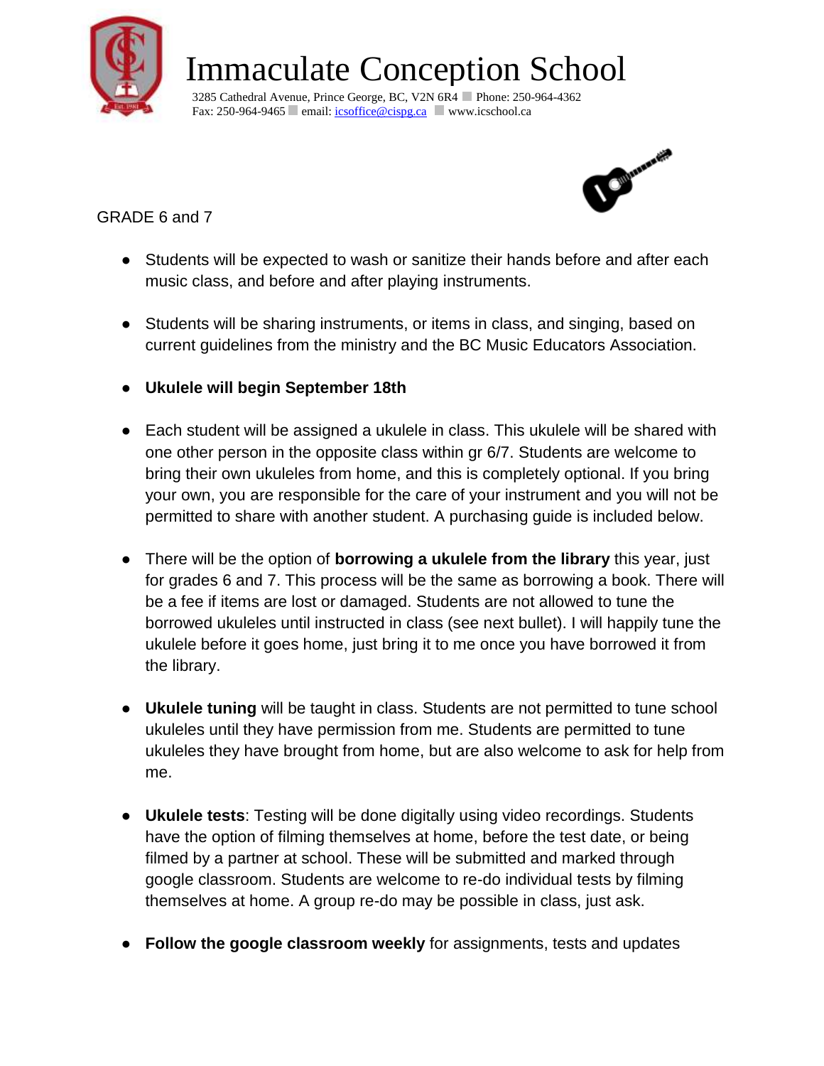# Immaculate Conception School

3285 Cathedral Avenue, Prince George, BC, V2N 6R4 ■ Phone: 250-964-4362
Fax: 250-964-9465 ■ email: icsoffice@cispg.ca ■ www.icschool.ca

GRADE 6 and 7

- Students will be expected to wash or sanitize their hands before and after each music class, and before and after playing instruments.
- Students will be sharing instruments, or items in class, and singing, based on current guidelines from the ministry and the BC Music Educators Association.
- **Ukulele will begin September 18th**
- Each student will be assigned a ukulele in class. This ukulele will be shared with one other person in the opposite class within gr 6/7. Students are welcome to bring their own ukuleles from home, and this is completely optional. If you bring your own, you are responsible for the care of your instrument and you will not be permitted to share with another student. A purchasing guide is included below.
- There will be the option of **borrowing a ukulele from the library** this year, just for grades 6 and 7. This process will be the same as borrowing a book. There will be a fee if items are lost or damaged. Students are not allowed to tune the borrowed ukuleles until instructed in class (see next bullet). I will happily tune the ukulele before it goes home, just bring it to me once you have borrowed it from the library.
- **Ukulele tuning** will be taught in class. Students are not permitted to tune school ukuleles until they have permission from me. Students are permitted to tune ukuleles they have brought from home, but are also welcome to ask for help from me.
- **Ukulele tests**: Testing will be done digitally using video recordings. Students have the option of filming themselves at home, before the test date, or being filmed by a partner at school. These will be submitted and marked through google classroom. Students are welcome to re-do individual tests by filming themselves at home. A group re-do may be possible in class, just ask.
- **Follow the google classroom weekly** for assignments, tests and updates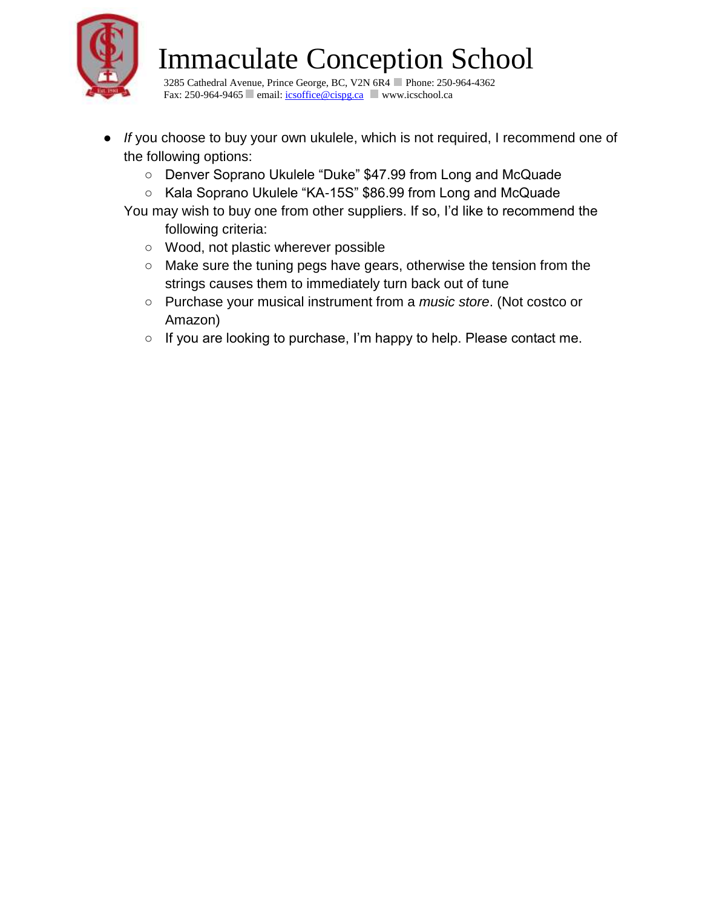- *If* you choose to buy your own ukulele, which is not required, I recommend one of the following options:
  - Denver Soprano Ukulele “Duke” $47.99 from Long and McQuade
  - Kala Soprano Ukulele “KA-15S” $86.99 from Long and McQuade

  You may wish to buy one from other suppliers. If so, I’d like to recommend the following criteria:
  - Wood, not plastic wherever possible
  - Make sure the tuning pegs have gears, otherwise the tension from the strings causes them to immediately turn back out of tune
  - Purchase your musical instrument from a *music store*. (Not costco or Amazon)
  - If you are looking to purchase, I’m happy to help. Please contact me.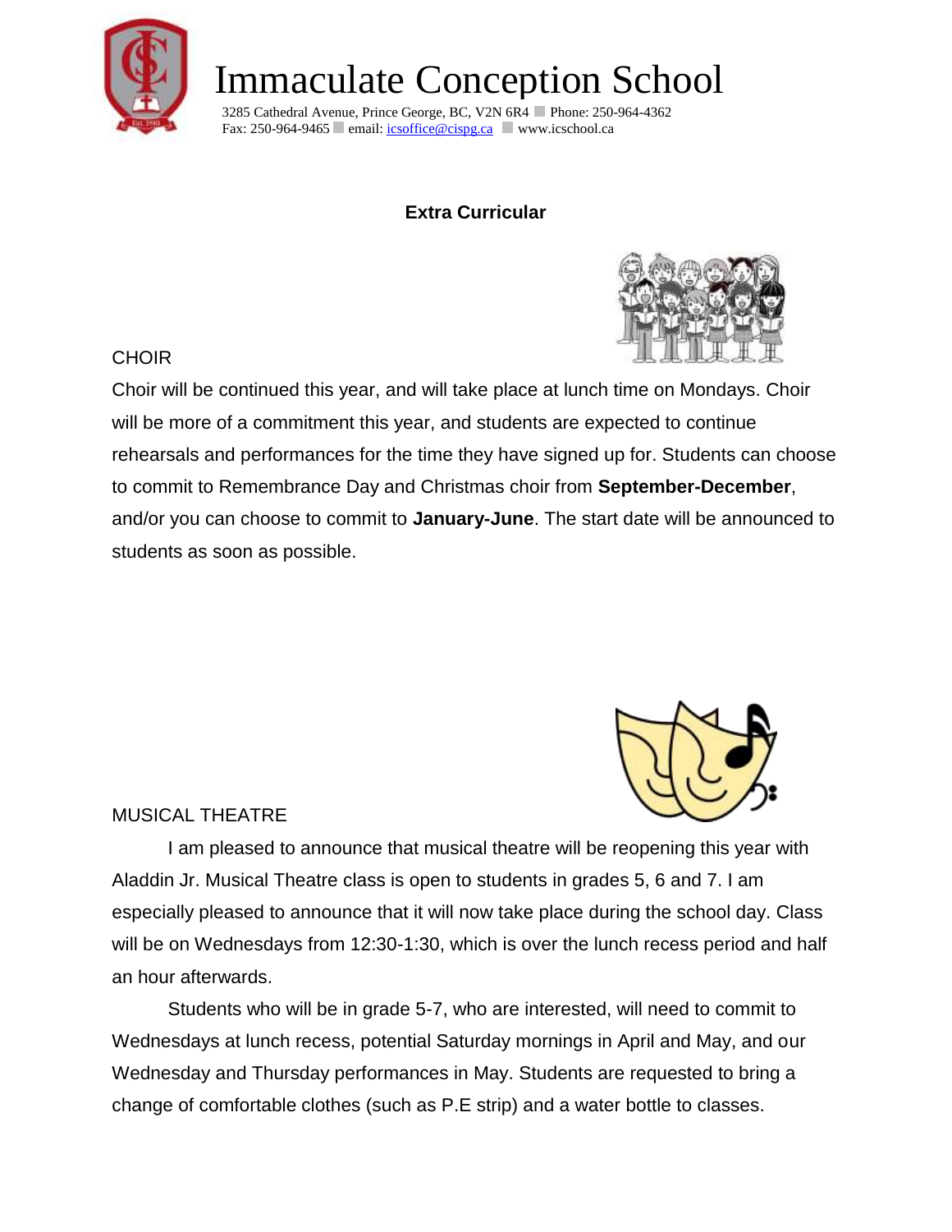# Immaculate Conception School

3285 Cathedral Avenue, Prince George, BC, V2N 6R4 ▪ Phone: 250-964-4362
Fax: 250-964-9465 ▪ email: icsoffice@cispg.ca ▪ www.icschool.ca

## Extra Curricular

### CHOIR

Choir will be continued this year, and will take place at lunch time on Mondays. Choir will be more of a commitment this year, and students are expected to continue rehearsals and performances for the time they have signed up for. Students can choose to commit to Remembrance Day and Christmas choir from **September-December**, and/or you can choose to commit to **January-June**. The start date will be announced to students as soon as possible.

### MUSICAL THEATRE

I am pleased to announce that musical theatre will be reopening this year with Aladdin Jr. Musical Theatre class is open to students in grades 5, 6 and 7. I am especially pleased to announce that it will now take place during the school day. Class will be on Wednesdays from 12:30-1:30, which is over the lunch recess period and half an hour afterwards.

Students who will be in grade 5-7, who are interested, will need to commit to Wednesdays at lunch recess, potential Saturday mornings in April and May, and our Wednesday and Thursday performances in May. Students are requested to bring a change of comfortable clothes (such as P.E strip) and a water bottle to classes.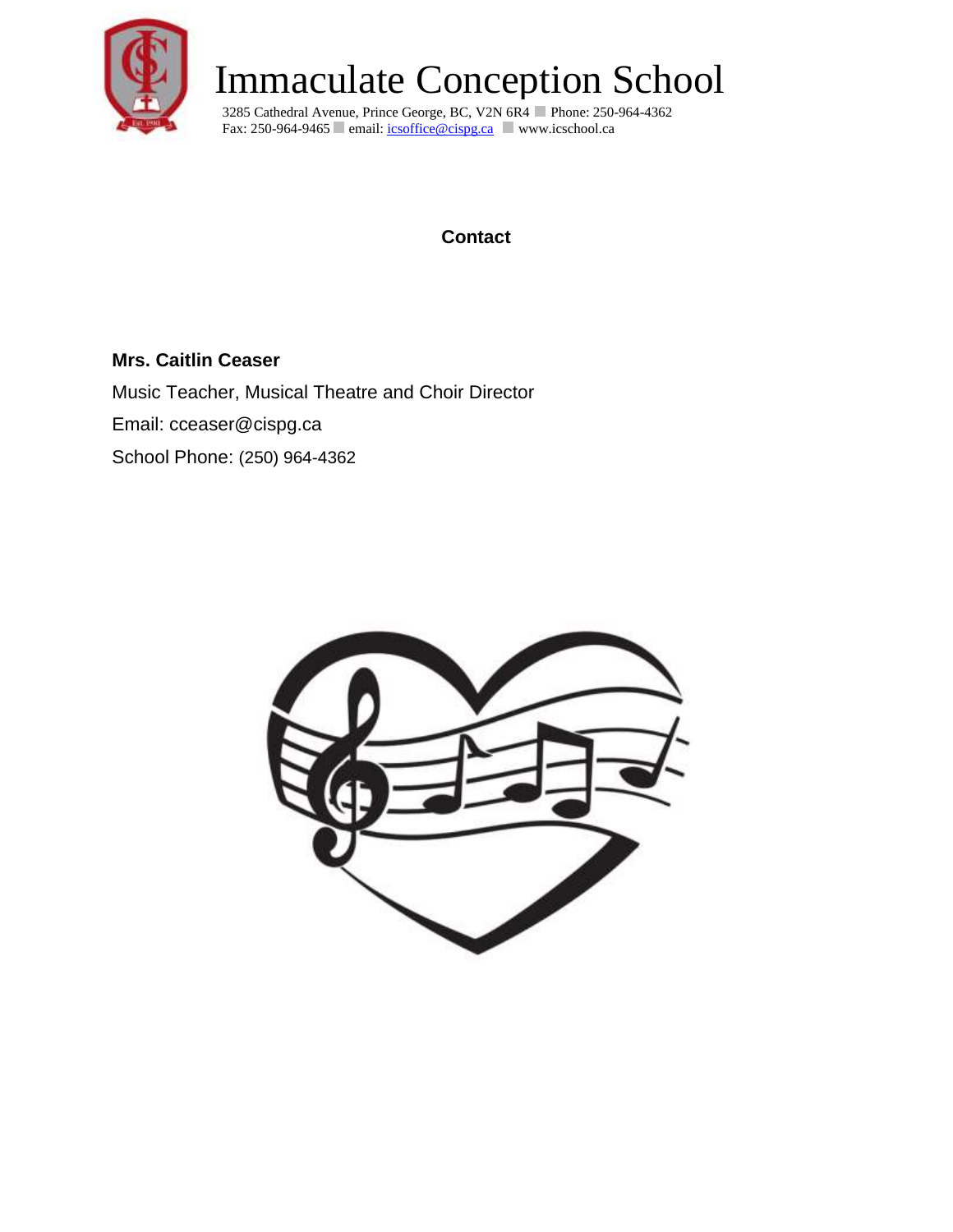# Immaculate Conception School

3285 Cathedral Avenue, Prince George, BC, V2N 6R4 ■ Phone: 250-964-4362
Fax: 250-964-9465 ■ email: icsoffice@cispg.ca ■ www.icschool.ca

## Contact

**Mrs. Caitlin Ceaser**

Music Teacher, Musical Theatre and Choir Director

Email: cceaser@cispg.ca

School Phone: (250) 964-4362